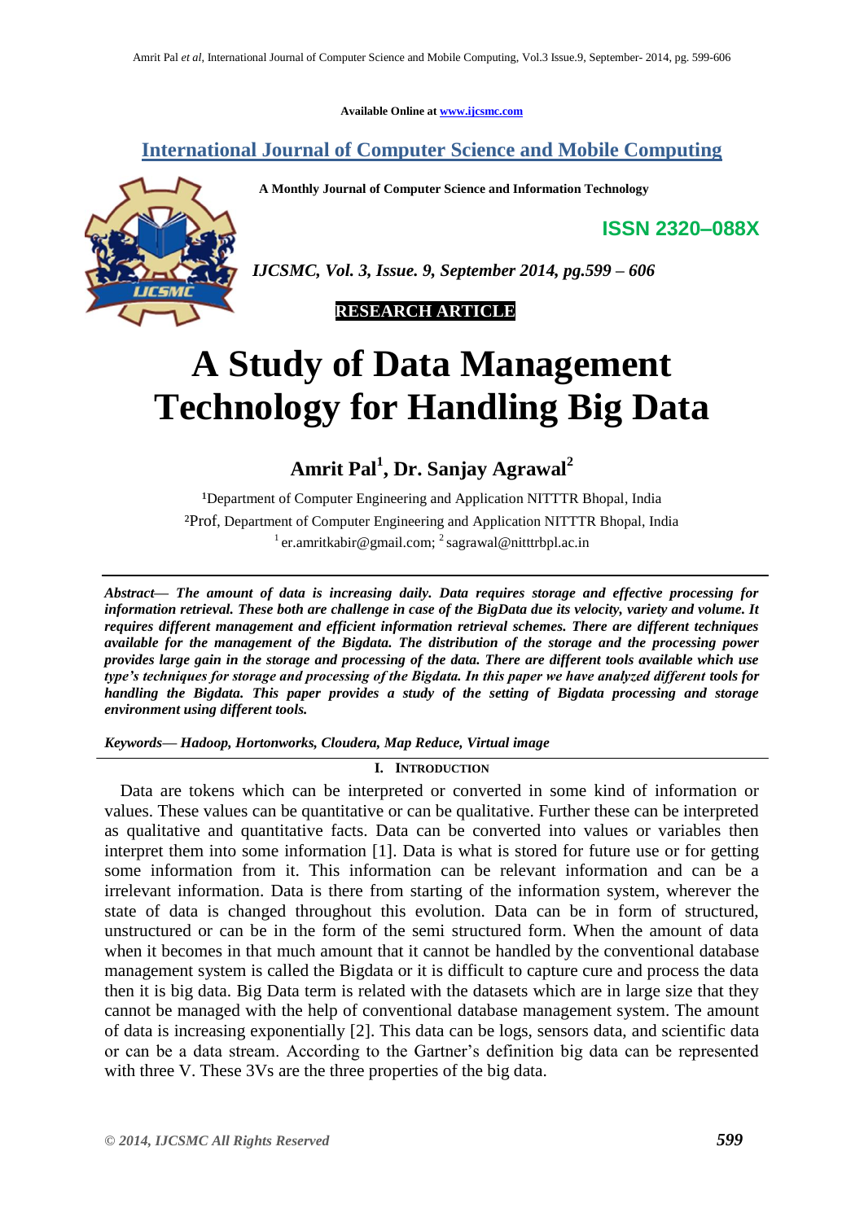Available Online at www.ijcsmc.com

**International Journal of Computer Science and Mobile Computing**

**A Monthly Journal of Computer Science and Information Technology**

**ISSN 2320–088X**

*IJCSMC, Vol. 3, Issue. 9, September 2014, pg.599 – 606*

**RESEARCH ARTICLE**

# A Study of Data Management Technology for Handling Big Data

**Amrit Pal[1], Dr. Sanjay Agrawal[2]**

[1]Department of Computer Engineering and Application NITTTR Bhopal, India
[2]Prof, Department of Computer Engineering and Application NITTTR Bhopal, India
[1] er.amritkabir@gmail.com; [2] sagrawal@nitttrbpl.ac.in

***Abstract— The amount of data is increasing daily. Data requires storage and effective processing for information retrieval. These both are challenge in case of the BigData due its velocity, variety and volume. It requires different management and efficient information retrieval schemes. There are different techniques available for the management of the Bigdata. The distribution of the storage and the processing power provides large gain in the storage and processing of the data. There are different tools available which use type's techniques for storage and processing of the Bigdata. In this paper we have analyzed different tools for handling the Bigdata. This paper provides a study of the setting of Bigdata processing and storage environment using different tools.***

***Keywords— Hadoop, Hortonworks, Cloudera, Map Reduce, Virtual image***

## I. INTRODUCTION

Data are tokens which can be interpreted or converted in some kind of information or values. These values can be quantitative or can be qualitative. Further these can be interpreted as qualitative and quantitative facts. Data can be converted into values or variables then interpret them into some information [1]. Data is what is stored for future use or for getting some information from it. This information can be relevant information and can be a irrelevant information. Data is there from starting of the information system, wherever the state of data is changed throughout this evolution. Data can be in form of structured, unstructured or can be in the form of the semi structured form. When the amount of data when it becomes in that much amount that it cannot be handled by the conventional database management system is called the Bigdata or it is difficult to capture cure and process the data then it is big data. Big Data term is related with the datasets which are in large size that they cannot be managed with the help of conventional database management system. The amount of data is increasing exponentially [2]. This data can be logs, sensors data, and scientific data or can be a data stream. According to the Gartner's definition big data can be represented with three V. These 3Vs are the three properties of the big data.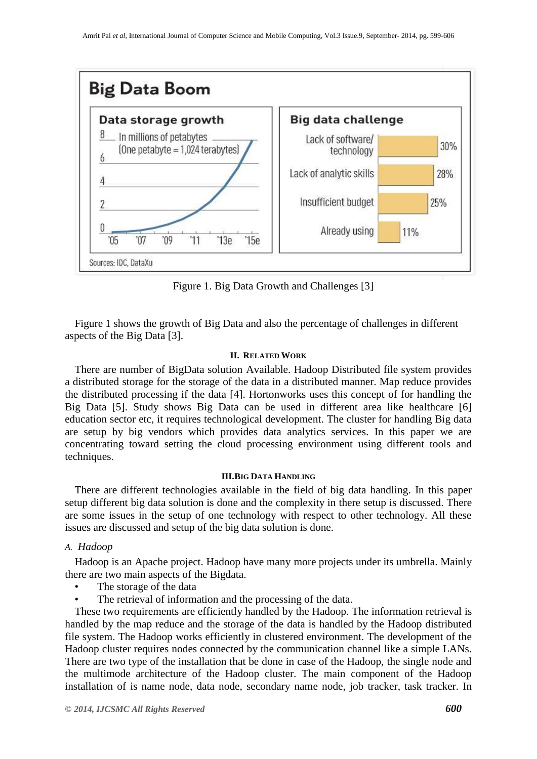Big Data Boom

Data storage growth

In millions of petabytes
(One petabyte = 1,024 terabytes)

8
6
4
2
0

'05 '07 '09 '11 '13e '15e

Big data challenge

Lack of software/ technology 30%
Lack of analytic skills 28%
Insufficient budget 25%
Already using 11%

Sources: IDC, DataXu

Figure 1. Big Data Growth and Challenges [3]

Figure 1 shows the growth of Big Data and also the percentage of challenges in different aspects of the Big Data [3].

## II. Related Work

There are number of BigData solution Available. Hadoop Distributed file system provides a distributed storage for the storage of the data in a distributed manner. Map reduce provides the distributed processing if the data [4]. Hortonworks uses this concept of for handling the Big Data [5]. Study shows Big Data can be used in different area like healthcare [6] education sector etc, it requires technological development. The cluster for handling Big data are setup by big vendors which provides data analytics services. In this paper we are concentrating toward setting the cloud processing environment using different tools and techniques.

## III. Big Data Handling

There are different technologies available in the field of big data handling. In this paper setup different big data solution is done and the complexity in there setup is discussed. There are some issues in the setup of one technology with respect to other technology. All these issues are discussed and setup of the big data solution is done.

### *A. Hadoop*

Hadoop is an Apache project. Hadoop have many more projects under its umbrella. Mainly there are two main aspects of the Bigdata.

- The storage of the data
- The retrieval of information and the processing of the data.

These two requirements are efficiently handled by the Hadoop. The information retrieval is handled by the map reduce and the storage of the data is handled by the Hadoop distributed file system. The Hadoop works efficiently in clustered environment. The development of the Hadoop cluster requires nodes connected by the communication channel like a simple LANs. There are two type of the installation that be done in case of the Hadoop, the single node and the multimode architecture of the Hadoop cluster. The main component of the Hadoop installation of is name node, data node, secondary name node, job tracker, task tracker. In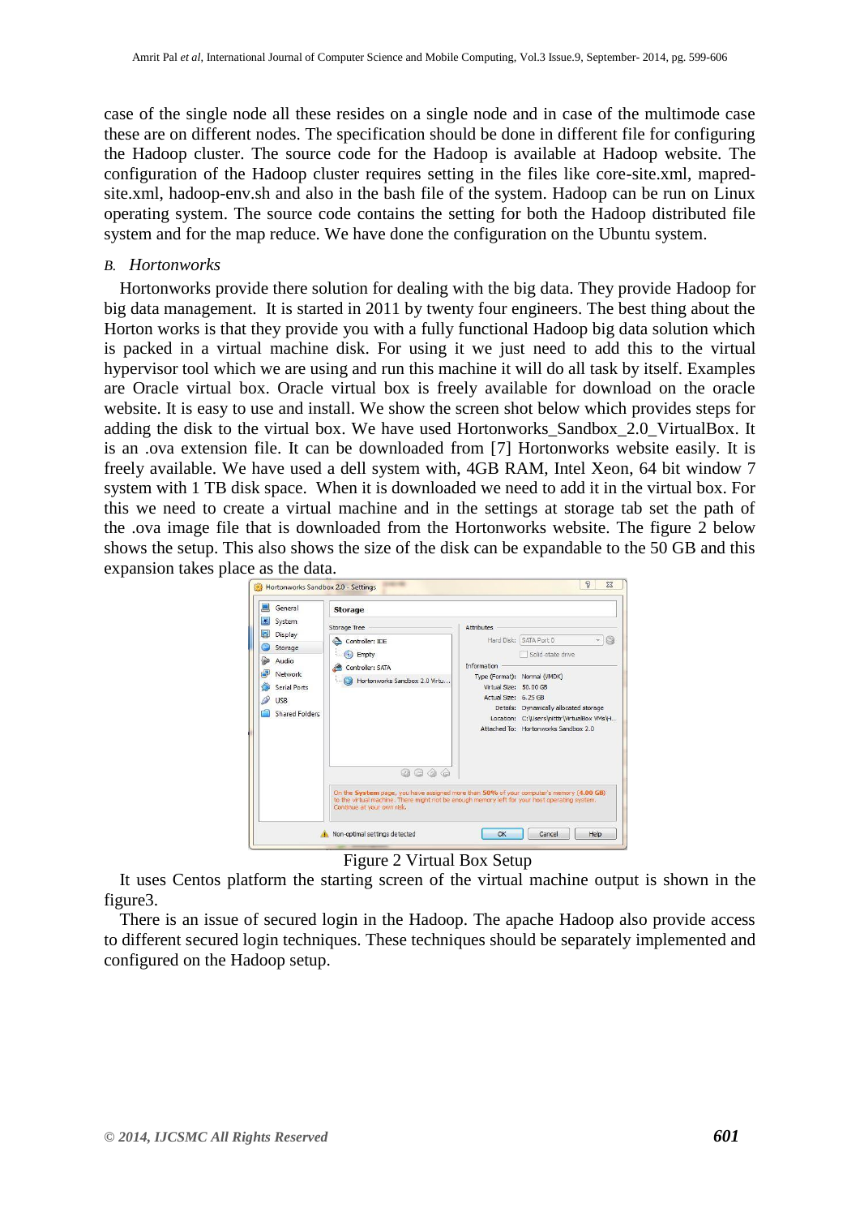case of the single node all these resides on a single node and in case of the multimode case these are on different nodes. The specification should be done in different file for configuring the Hadoop cluster. The source code for the Hadoop is available at Hadoop website. The configuration of the Hadoop cluster requires setting in the files like core-site.xml, mapred-site.xml, hadoop-env.sh and also in the bash file of the system. Hadoop can be run on Linux operating system. The source code contains the setting for both the Hadoop distributed file system and for the map reduce. We have done the configuration on the Ubuntu system.

### *B. Hortonworks*

Hortonworks provide there solution for dealing with the big data. They provide Hadoop for big data management. It is started in 2011 by twenty four engineers. The best thing about the Horton works is that they provide you with a fully functional Hadoop big data solution which is packed in a virtual machine disk. For using it we just need to add this to the virtual hypervisor tool which we are using and run this machine it will do all task by itself. Examples are Oracle virtual box. Oracle virtual box is freely available for download on the oracle website. It is easy to use and install. We show the screen shot below which provides steps for adding the disk to the virtual box. We have used Hortonworks_Sandbox_2.0_VirtualBox. It is an .ova extension file. It can be downloaded from [7] Hortonworks website easily. It is freely available. We have used a dell system with, 4GB RAM, Intel Xeon, 64 bit window 7 system with 1 TB disk space. When it is downloaded we need to add it in the virtual box. For this we need to create a virtual machine and in the settings at storage tab set the path of the .ova image file that is downloaded from the Hortonworks website. The figure 2 below shows the setup. This also shows the size of the disk can be expandable to the 50 GB and this expansion takes place as the data.

Figure 2 Virtual Box Setup

It uses Centos platform the starting screen of the virtual machine output is shown in the figure3.

There is an issue of secured login in the Hadoop. The apache Hadoop also provide access to different secured login techniques. These techniques should be separately implemented and configured on the Hadoop setup.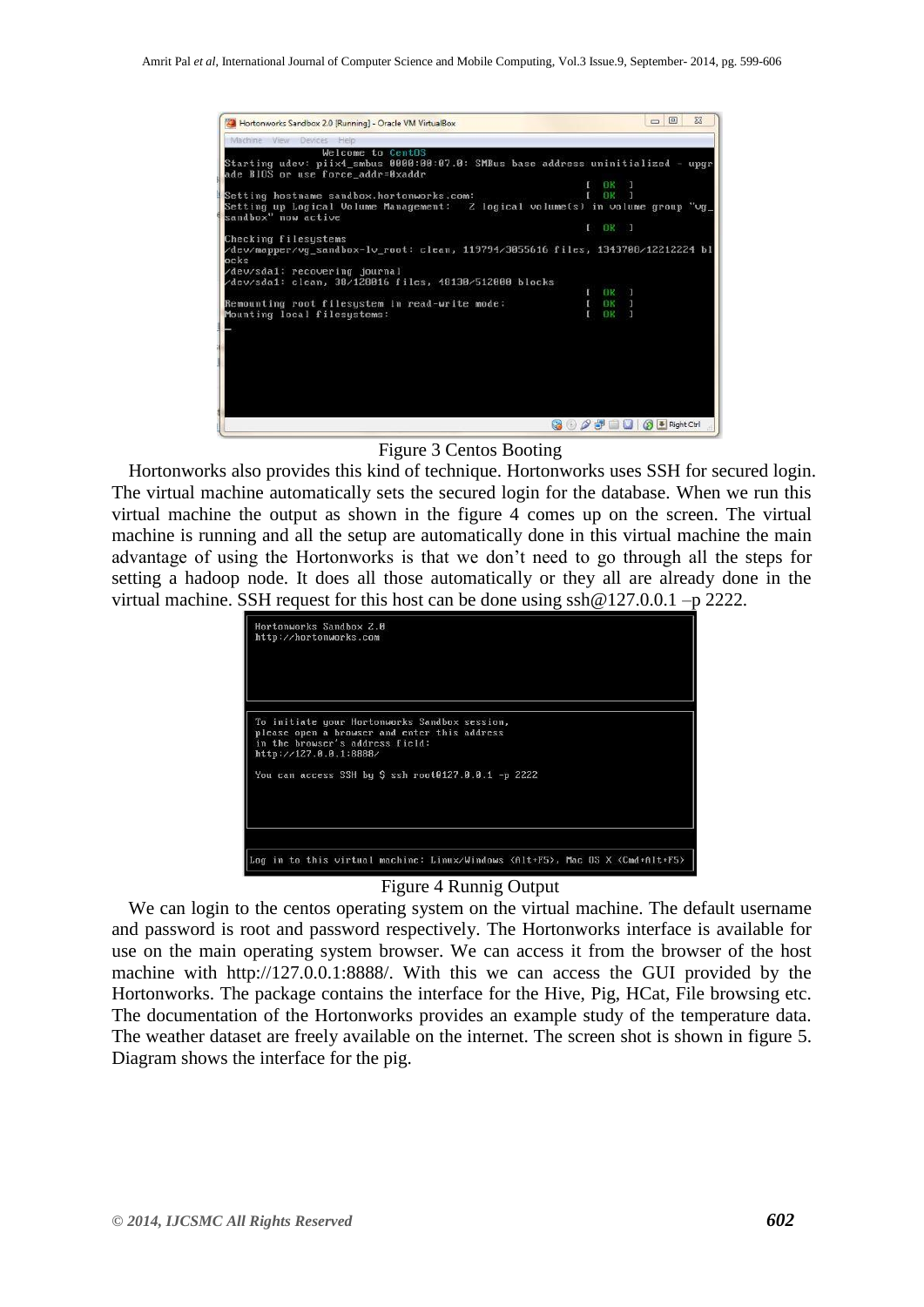Figure 3 Centos Booting

Hortonworks also provides this kind of technique. Hortonworks uses SSH for secured login. The virtual machine automatically sets the secured login for the database. When we run this virtual machine the output as shown in the figure 4 comes up on the screen. The virtual machine is running and all the setup are automatically done in this virtual machine the main advantage of using the Hortonworks is that we don't need to go through all the steps for setting a hadoop node. It does all those automatically or they all are already done in the virtual machine. SSH request for this host can be done using ssh@127.0.0.1 –p 2222.

Figure 4 Runnig Output

We can login to the centos operating system on the virtual machine. The default username and password is root and password respectively. The Hortonworks interface is available for use on the main operating system browser. We can access it from the browser of the host machine with http://127.0.0.1:8888/. With this we can access the GUI provided by the Hortonworks. The package contains the interface for the Hive, Pig, HCat, File browsing etc. The documentation of the Hortonworks provides an example study of the temperature data. The weather dataset are freely available on the internet. The screen shot is shown in figure 5. Diagram shows the interface for the pig.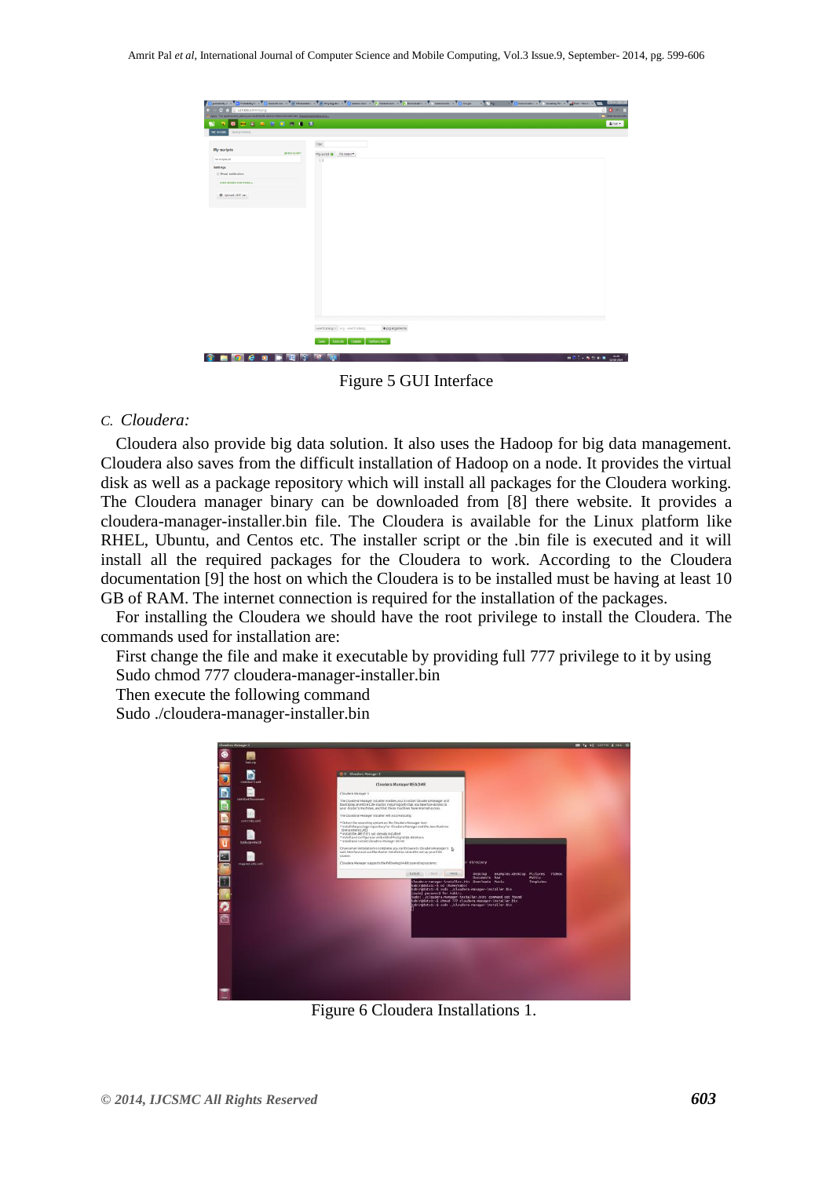Figure 5 GUI Interface

### C. Cloudera:

Cloudera also provide big data solution. It also uses the Hadoop for big data management. Cloudera also saves from the difficult installation of Hadoop on a node. It provides the virtual disk as well as a package repository which will install all packages for the Cloudera working. The Cloudera manager binary can be downloaded from [8] there website. It provides a cloudera-manager-installer.bin file. The Cloudera is available for the Linux platform like RHEL, Ubuntu, and Centos etc. The installer script or the .bin file is executed and it will install all the required packages for the Cloudera to work. According to the Cloudera documentation [9] the host on which the Cloudera is to be installed must be having at least 10 GB of RAM. The internet connection is required for the installation of the packages.

For installing the Cloudera we should have the root privilege to install the Cloudera. The commands used for installation are:

First change the file and make it executable by providing full 777 privilege to it by using

Sudo chmod 777 cloudera-manager-installer.bin

Then execute the following command

Sudo ./cloudera-manager-installer.bin

Figure 6 Cloudera Installations 1.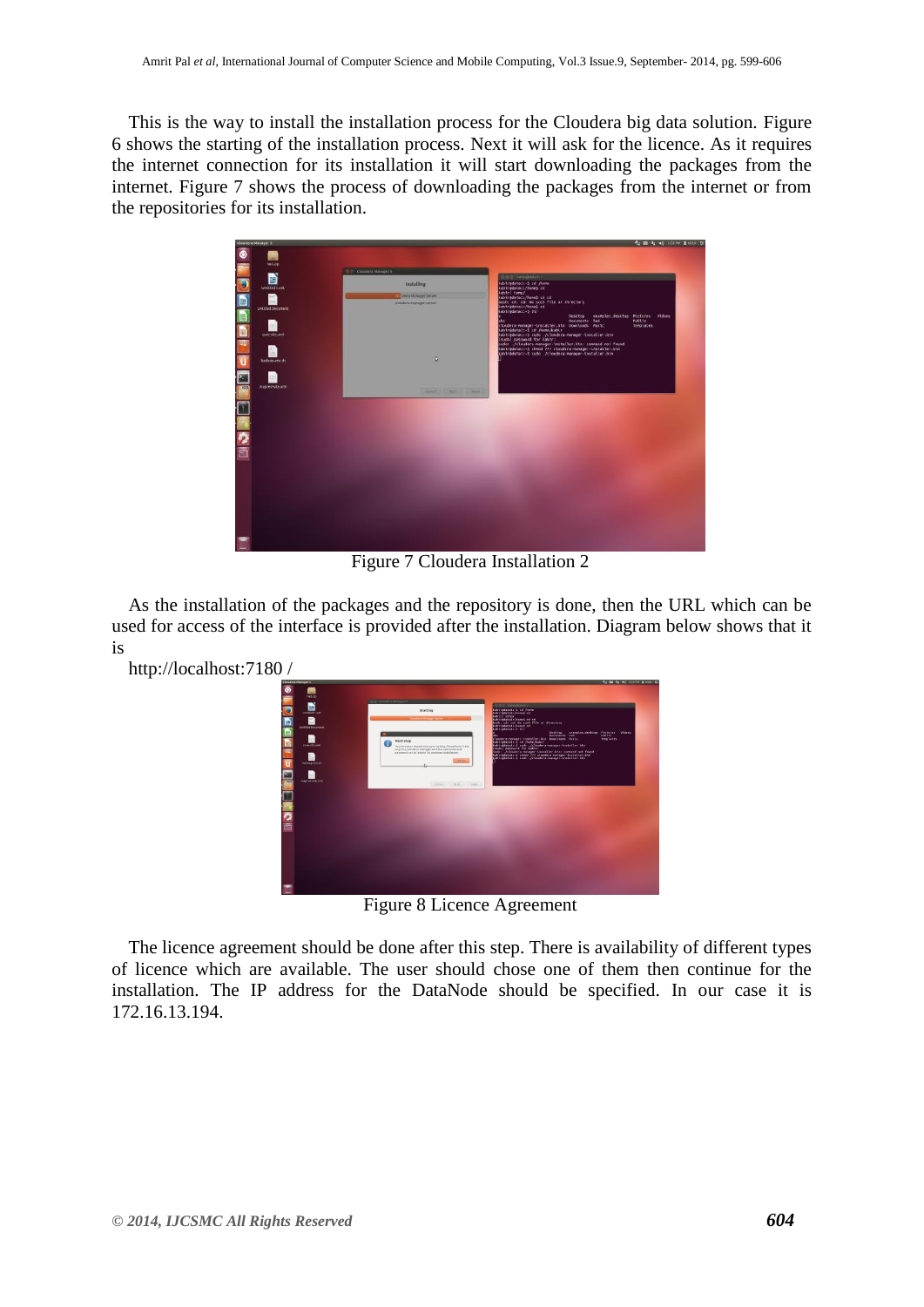This is the way to install the installation process for the Cloudera big data solution. Figure 6 shows the starting of the installation process. Next it will ask for the licence. As it requires the internet connection for its installation it will start downloading the packages from the internet. Figure 7 shows the process of downloading the packages from the internet or from the repositories for its installation.

Figure 7 Cloudera Installation 2

As the installation of the packages and the repository is done, then the URL which can be used for access of the interface is provided after the installation. Diagram below shows that it is

http://localhost:7180 /

Figure 8 Licence Agreement

The licence agreement should be done after this step. There is availability of different types of licence which are available. The user should chose one of them then continue for the installation. The IP address for the DataNode should be specified. In our case it is 172.16.13.194.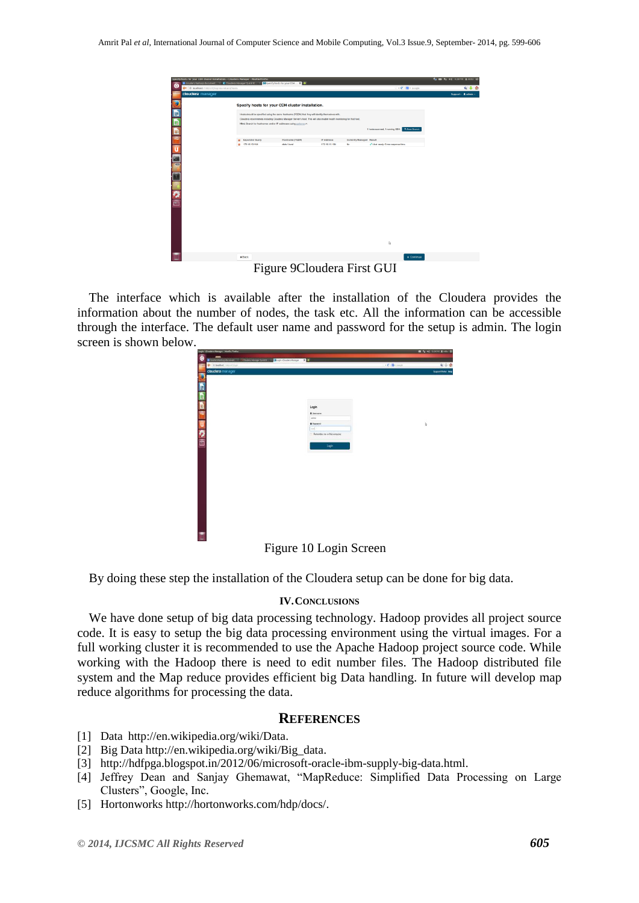Figure 9Cloudera First GUI

The interface which is available after the installation of the Cloudera provides the information about the number of nodes, the task etc. All the information can be accessible through the interface. The default user name and password for the setup is admin. The login screen is shown below.

Figure 10 Login Screen

By doing these step the installation of the Cloudera setup can be done for big data.

## IV. CONCLUSIONS

We have done setup of big data processing technology. Hadoop provides all project source code. It is easy to setup the big data processing environment using the virtual images. For a full working cluster it is recommended to use the Apache Hadoop project source code. While working with the Hadoop there is need to edit number files. The Hadoop distributed file system and the Map reduce provides efficient big Data handling. In future will develop map reduce algorithms for processing the data.

## REFERENCES

[1] Data http://en.wikipedia.org/wiki/Data.
[2] Big Data http://en.wikipedia.org/wiki/Big_data.
[3] http://hdfpga.blogspot.in/2012/06/microsoft-oracle-ibm-supply-big-data.html.
[4] Jeffrey Dean and Sanjay Ghemawat, "MapReduce: Simplified Data Processing on Large Clusters", Google, Inc.
[5] Hortonworks http://hortonworks.com/hdp/docs/.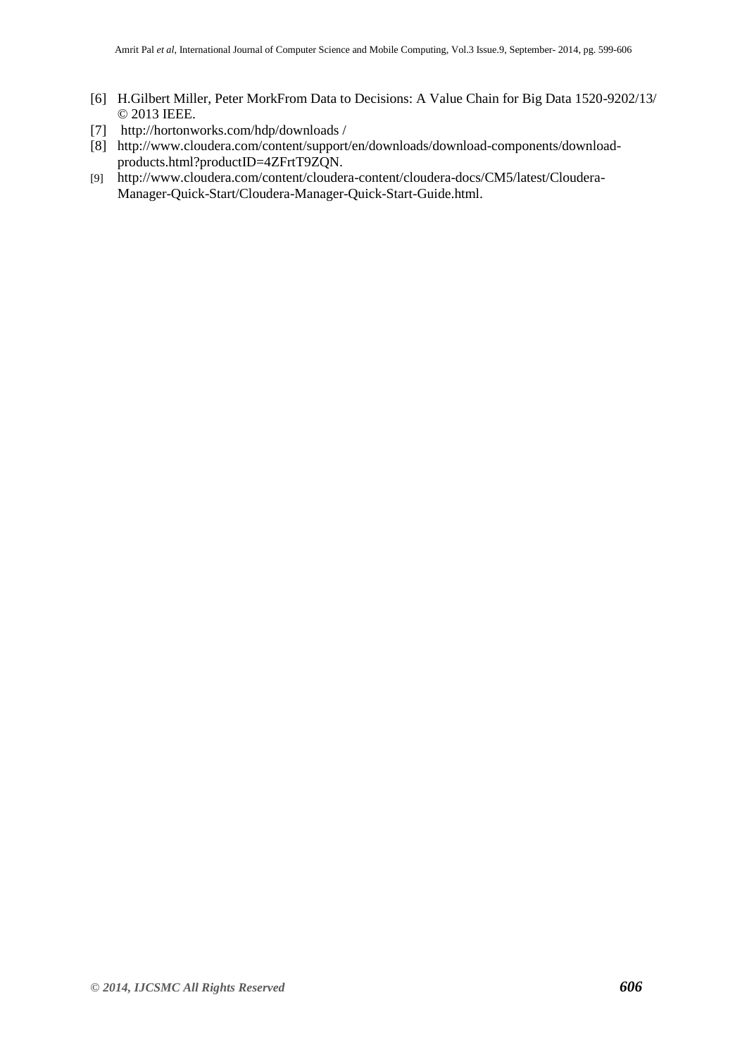[6] H.Gilbert Miller, Peter MorkFrom Data to Decisions: A Value Chain for Big Data 1520-9202/13/ © 2013 IEEE.

[7] http://hortonworks.com/hdp/downloads /

[8] http://www.cloudera.com/content/support/en/downloads/download-components/download-products.html?productID=4ZFrtT9ZQN.

[9] http://www.cloudera.com/content/cloudera-content/cloudera-docs/CM5/latest/Cloudera-Manager-Quick-Start/Cloudera-Manager-Quick-Start-Guide.html.